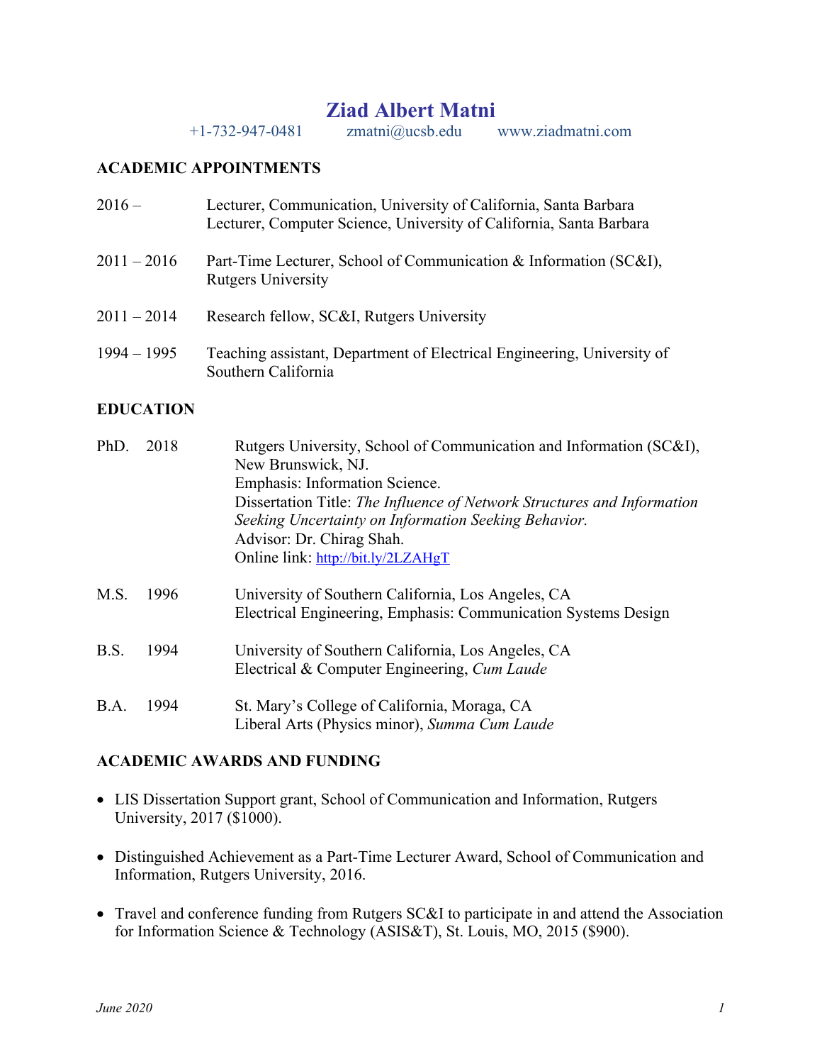# Ziad Albert Matni

+1-732-947-0481 zmatni@ucsb.edu www.ziadmatni.com

## ACADEMIC APPOINTMENTS

2016 – Lecturer, Communication, University of California, Santa Barbara
Lecturer, Computer Science, University of California, Santa Barbara

2011 – 2016 Part-Time Lecturer, School of Communication & Information (SC&I), Rutgers University

2011 – 2014 Research fellow, SC&I, Rutgers University

1994 – 1995 Teaching assistant, Department of Electrical Engineering, University of Southern California

## EDUCATION

PhD. 2018 Rutgers University, School of Communication and Information (SC&I), New Brunswick, NJ.
Emphasis: Information Science.
Dissertation Title: *The Influence of Network Structures and Information Seeking Uncertainty on Information Seeking Behavior.*
Advisor: Dr. Chirag Shah.
Online link: http://bit.ly/2LZAHgT

M.S. 1996 University of Southern California, Los Angeles, CA
Electrical Engineering, Emphasis: Communication Systems Design

B.S. 1994 University of Southern California, Los Angeles, CA
Electrical & Computer Engineering, *Cum Laude*

B.A. 1994 St. Mary's College of California, Moraga, CA
Liberal Arts (Physics minor), *Summa Cum Laude*

## ACADEMIC AWARDS AND FUNDING

- LIS Dissertation Support grant, School of Communication and Information, Rutgers University, 2017 ($1000).
- Distinguished Achievement as a Part-Time Lecturer Award, School of Communication and Information, Rutgers University, 2016.
- Travel and conference funding from Rutgers SC&I to participate in and attend the Association for Information Science & Technology (ASIS&T), St. Louis, MO, 2015 ($900).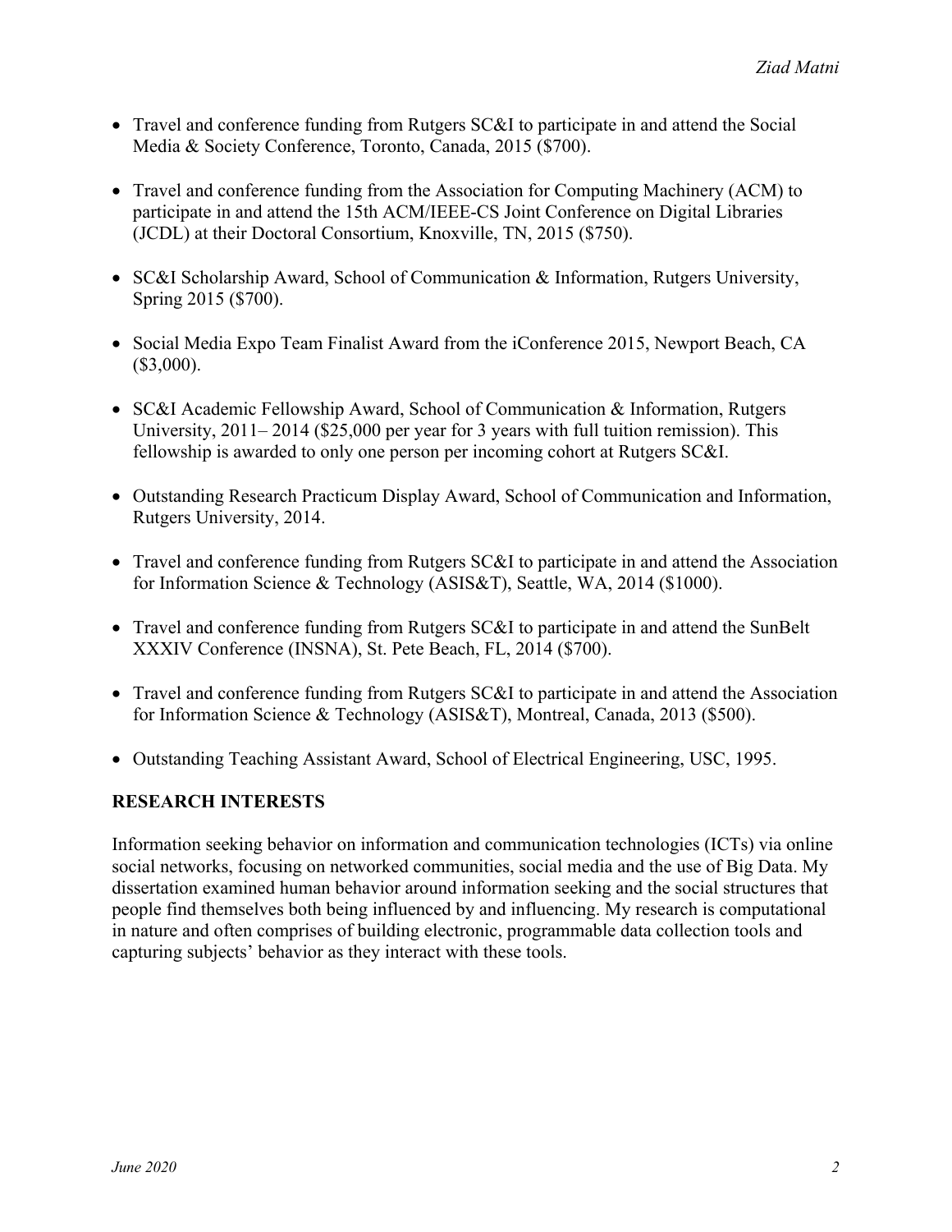- Travel and conference funding from Rutgers SC&I to participate in and attend the Social Media & Society Conference, Toronto, Canada, 2015 ($700).

- Travel and conference funding from the Association for Computing Machinery (ACM) to participate in and attend the 15th ACM/IEEE-CS Joint Conference on Digital Libraries (JCDL) at their Doctoral Consortium, Knoxville, TN, 2015 ($750).

- SC&I Scholarship Award, School of Communication & Information, Rutgers University, Spring 2015 ($700).

- Social Media Expo Team Finalist Award from the iConference 2015, Newport Beach, CA ($3,000).

- SC&I Academic Fellowship Award, School of Communication & Information, Rutgers University, 2011– 2014 ($25,000 per year for 3 years with full tuition remission). This fellowship is awarded to only one person per incoming cohort at Rutgers SC&I.

- Outstanding Research Practicum Display Award, School of Communication and Information, Rutgers University, 2014.

- Travel and conference funding from Rutgers SC&I to participate in and attend the Association for Information Science & Technology (ASIS&T), Seattle, WA, 2014 ($1000).

- Travel and conference funding from Rutgers SC&I to participate in and attend the SunBelt XXXIV Conference (INSNA), St. Pete Beach, FL, 2014 ($700).

- Travel and conference funding from Rutgers SC&I to participate in and attend the Association for Information Science & Technology (ASIS&T), Montreal, Canada, 2013 ($500).

- Outstanding Teaching Assistant Award, School of Electrical Engineering, USC, 1995.

## RESEARCH INTERESTS

Information seeking behavior on information and communication technologies (ICTs) via online social networks, focusing on networked communities, social media and the use of Big Data. My dissertation examined human behavior around information seeking and the social structures that people find themselves both being influenced by and influencing. My research is computational in nature and often comprises of building electronic, programmable data collection tools and capturing subjects' behavior as they interact with these tools.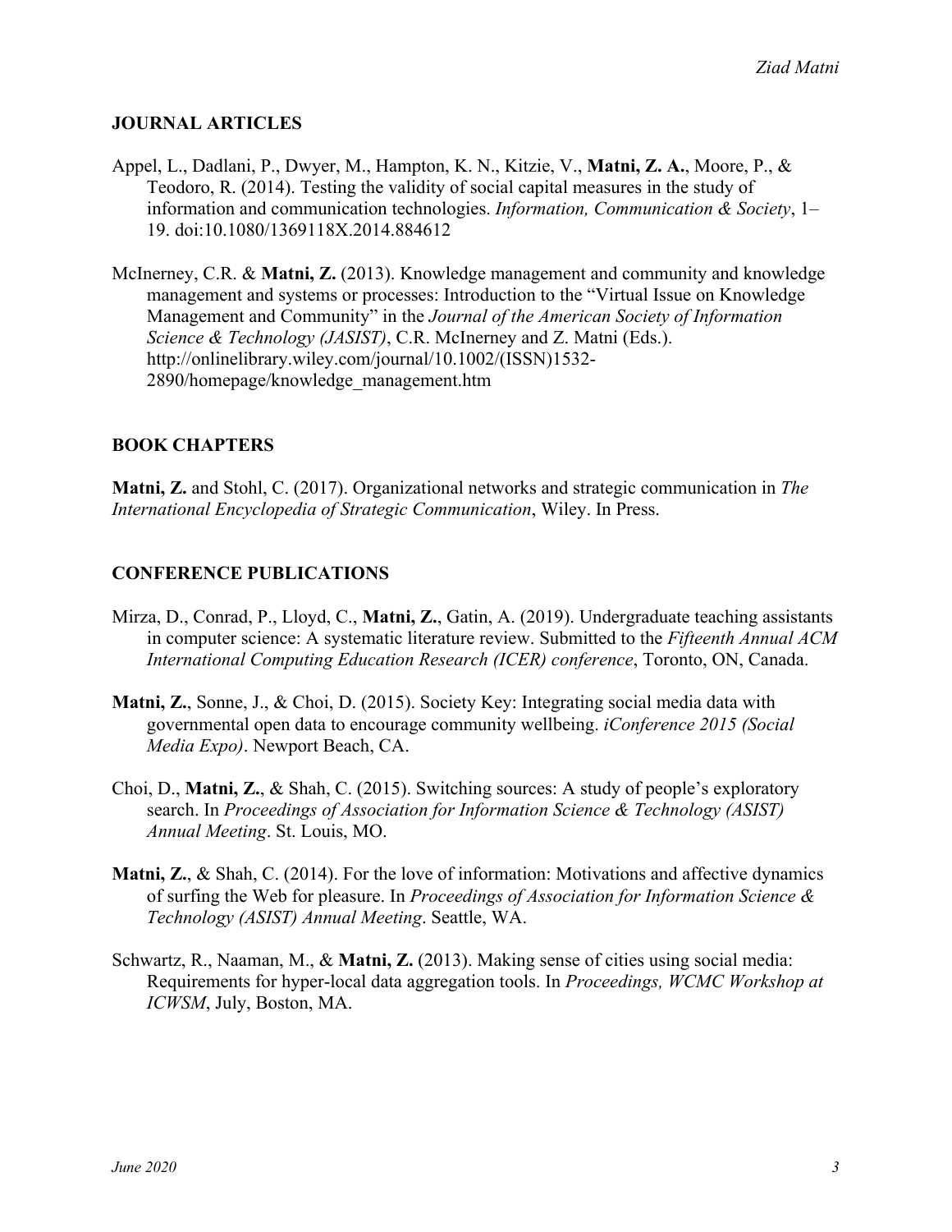## JOURNAL ARTICLES

Appel, L., Dadlani, P., Dwyer, M., Hampton, K. N., Kitzie, V., **Matni, Z. A.**, Moore, P., & Teodoro, R. (2014). Testing the validity of social capital measures in the study of information and communication technologies. *Information, Communication & Society*, 1–19. doi:10.1080/1369118X.2014.884612

McInerney, C.R. & **Matni, Z.** (2013). Knowledge management and community and knowledge management and systems or processes: Introduction to the "Virtual Issue on Knowledge Management and Community" in the *Journal of the American Society of Information Science & Technology (JASIST)*, C.R. McInerney and Z. Matni (Eds.). http://onlinelibrary.wiley.com/journal/10.1002/(ISSN)1532-2890/homepage/knowledge_management.htm

## BOOK CHAPTERS

**Matni, Z.** and Stohl, C. (2017). Organizational networks and strategic communication in *The International Encyclopedia of Strategic Communication*, Wiley. In Press.

## CONFERENCE PUBLICATIONS

Mirza, D., Conrad, P., Lloyd, C., **Matni, Z.**, Gatin, A. (2019). Undergraduate teaching assistants in computer science: A systematic literature review. Submitted to the *Fifteenth Annual ACM International Computing Education Research (ICER) conference*, Toronto, ON, Canada.

**Matni, Z.**, Sonne, J., & Choi, D. (2015). Society Key: Integrating social media data with governmental open data to encourage community wellbeing. *iConference 2015 (Social Media Expo)*. Newport Beach, CA.

Choi, D., **Matni, Z.**, & Shah, C. (2015). Switching sources: A study of people's exploratory search. In *Proceedings of Association for Information Science & Technology (ASIST) Annual Meeting*. St. Louis, MO.

**Matni, Z.**, & Shah, C. (2014). For the love of information: Motivations and affective dynamics of surfing the Web for pleasure. In *Proceedings of Association for Information Science & Technology (ASIST) Annual Meeting*. Seattle, WA.

Schwartz, R., Naaman, M., & **Matni, Z.** (2013). Making sense of cities using social media: Requirements for hyper-local data aggregation tools. In *Proceedings, WCMC Workshop at ICWSM*, July, Boston, MA.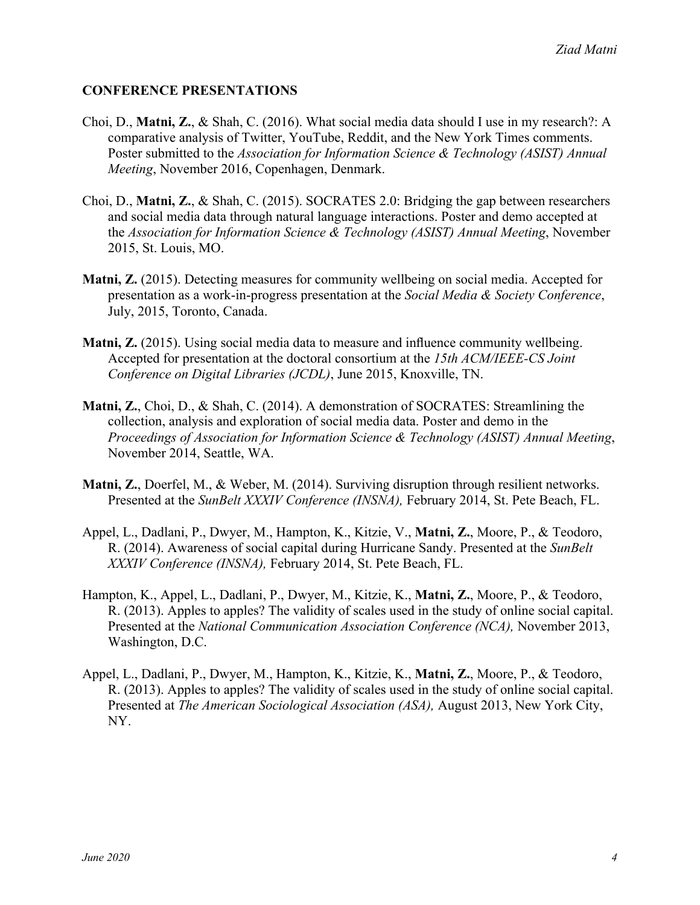## CONFERENCE PRESENTATIONS

Choi, D., **Matni, Z.**, & Shah, C. (2016). What social media data should I use in my research?: A comparative analysis of Twitter, YouTube, Reddit, and the New York Times comments. Poster submitted to the *Association for Information Science & Technology (ASIST) Annual Meeting*, November 2016, Copenhagen, Denmark.

Choi, D., **Matni, Z.**, & Shah, C. (2015). SOCRATES 2.0: Bridging the gap between researchers and social media data through natural language interactions. Poster and demo accepted at the *Association for Information Science & Technology (ASIST) Annual Meeting*, November 2015, St. Louis, MO.

**Matni, Z.** (2015). Detecting measures for community wellbeing on social media. Accepted for presentation as a work-in-progress presentation at the *Social Media & Society Conference*, July, 2015, Toronto, Canada.

**Matni, Z.** (2015). Using social media data to measure and influence community wellbeing. Accepted for presentation at the doctoral consortium at the *15th ACM/IEEE-CS Joint Conference on Digital Libraries (JCDL)*, June 2015, Knoxville, TN.

**Matni, Z.**, Choi, D., & Shah, C. (2014). A demonstration of SOCRATES: Streamlining the collection, analysis and exploration of social media data. Poster and demo in the *Proceedings of Association for Information Science & Technology (ASIST) Annual Meeting*, November 2014, Seattle, WA.

**Matni, Z.**, Doerfel, M., & Weber, M. (2014). Surviving disruption through resilient networks. Presented at the *SunBelt XXXIV Conference (INSNA),* February 2014, St. Pete Beach, FL.

Appel, L., Dadlani, P., Dwyer, M., Hampton, K., Kitzie, V., **Matni, Z.**, Moore, P., & Teodoro, R. (2014). Awareness of social capital during Hurricane Sandy. Presented at the *SunBelt XXXIV Conference (INSNA),* February 2014, St. Pete Beach, FL.

Hampton, K., Appel, L., Dadlani, P., Dwyer, M., Kitzie, K., **Matni, Z.**, Moore, P., & Teodoro, R. (2013). Apples to apples? The validity of scales used in the study of online social capital. Presented at the *National Communication Association Conference (NCA),* November 2013, Washington, D.C.

Appel, L., Dadlani, P., Dwyer, M., Hampton, K., Kitzie, K., **Matni, Z.**, Moore, P., & Teodoro, R. (2013). Apples to apples? The validity of scales used in the study of online social capital. Presented at *The American Sociological Association (ASA),* August 2013, New York City, NY.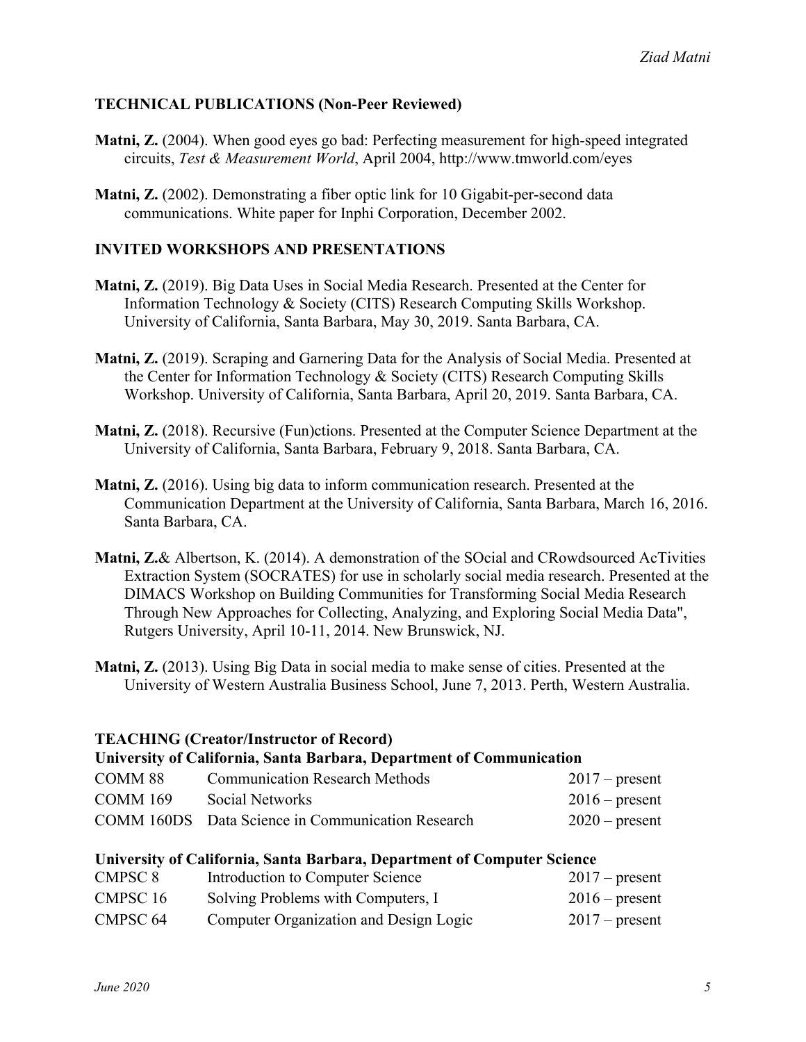### TECHNICAL PUBLICATIONS (Non-Peer Reviewed)

**Matni, Z.** (2004). When good eyes go bad: Perfecting measurement for high-speed integrated circuits, *Test & Measurement World*, April 2004, http://www.tmworld.com/eyes

**Matni, Z.** (2002). Demonstrating a fiber optic link for 10 Gigabit-per-second data communications. White paper for Inphi Corporation, December 2002.

### INVITED WORKSHOPS AND PRESENTATIONS

**Matni, Z.** (2019). Big Data Uses in Social Media Research. Presented at the Center for Information Technology & Society (CITS) Research Computing Skills Workshop. University of California, Santa Barbara, May 30, 2019. Santa Barbara, CA.

**Matni, Z.** (2019). Scraping and Garnering Data for the Analysis of Social Media. Presented at the Center for Information Technology & Society (CITS) Research Computing Skills Workshop. University of California, Santa Barbara, April 20, 2019. Santa Barbara, CA.

**Matni, Z.** (2018). Recursive (Fun)ctions. Presented at the Computer Science Department at the University of California, Santa Barbara, February 9, 2018. Santa Barbara, CA.

**Matni, Z.** (2016). Using big data to inform communication research. Presented at the Communication Department at the University of California, Santa Barbara, March 16, 2016. Santa Barbara, CA.

**Matni, Z.**& Albertson, K. (2014). A demonstration of the SOcial and CRowdsourced AcTivities Extraction System (SOCRATES) for use in scholarly social media research. Presented at the DIMACS Workshop on Building Communities for Transforming Social Media Research Through New Approaches for Collecting, Analyzing, and Exploring Social Media Data", Rutgers University, April 10-11, 2014. New Brunswick, NJ.

**Matni, Z.** (2013). Using Big Data in social media to make sense of cities. Presented at the University of Western Australia Business School, June 7, 2013. Perth, Western Australia.

### TEACHING (Creator/Instructor of Record)

**University of California, Santa Barbara, Department of Communication**

| | | |
|---|---|---|
| COMM 88 | Communication Research Methods | 2017 – present |
| COMM 169 | Social Networks | 2016 – present |
| COMM 160DS | Data Science in Communication Research | 2020 – present |

**University of California, Santa Barbara, Department of Computer Science**

| | | |
|---|---|---|
| CMPSC 8 | Introduction to Computer Science | 2017 – present |
| CMPSC 16 | Solving Problems with Computers, I | 2016 – present |
| CMPSC 64 | Computer Organization and Design Logic | 2017 – present |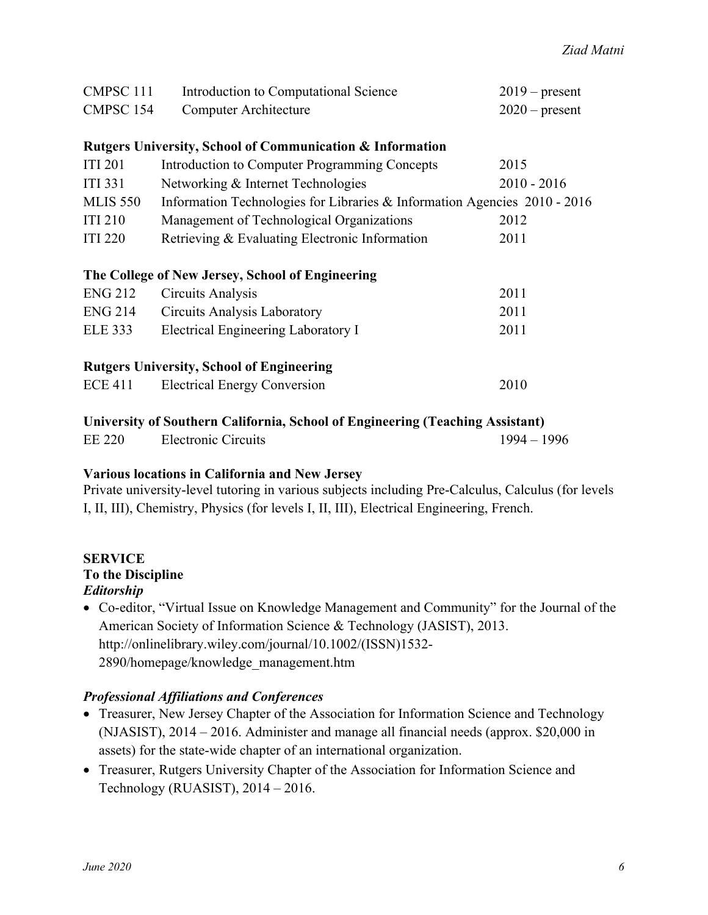| | | |
|---|---|---|
| CMPSC 111 | Introduction to Computational Science | 2019 – present |
| CMPSC 154 | Computer Architecture | 2020 – present |

**Rutgers University, School of Communication & Information**

| | | |
|---|---|---|
| ITI 201 | Introduction to Computer Programming Concepts | 2015 |
| ITI 331 | Networking & Internet Technologies | 2010 - 2016 |
| MLIS 550 | Information Technologies for Libraries & Information Agencies | 2010 - 2016 |
| ITI 210 | Management of Technological Organizations | 2012 |
| ITI 220 | Retrieving & Evaluating Electronic Information | 2011 |

**The College of New Jersey, School of Engineering**

| | | |
|---|---|---|
| ENG 212 | Circuits Analysis | 2011 |
| ENG 214 | Circuits Analysis Laboratory | 2011 |
| ELE 333 | Electrical Engineering Laboratory I | 2011 |

**Rutgers University, School of Engineering**

| | | |
|---|---|---|
| ECE 411 | Electrical Energy Conversion | 2010 |

**University of Southern California, School of Engineering (Teaching Assistant)**

| | | |
|---|---|---|
| EE 220 | Electronic Circuits | 1994 – 1996 |

**Various locations in California and New Jersey**

Private university-level tutoring in various subjects including Pre-Calculus, Calculus (for levels I, II, III), Chemistry, Physics (for levels I, II, III), Electrical Engineering, French.

## SERVICE

### To the Discipline

***Editorship***

- Co-editor, "Virtual Issue on Knowledge Management and Community" for the Journal of the American Society of Information Science & Technology (JASIST), 2013. http://onlinelibrary.wiley.com/journal/10.1002/(ISSN)1532-2890/homepage/knowledge_management.htm

***Professional Affiliations and Conferences***

- Treasurer, New Jersey Chapter of the Association for Information Science and Technology (NJASIST), 2014 – 2016. Administer and manage all financial needs (approx. $20,000 in assets) for the state-wide chapter of an international organization.
- Treasurer, Rutgers University Chapter of the Association for Information Science and Technology (RUASIST), 2014 – 2016.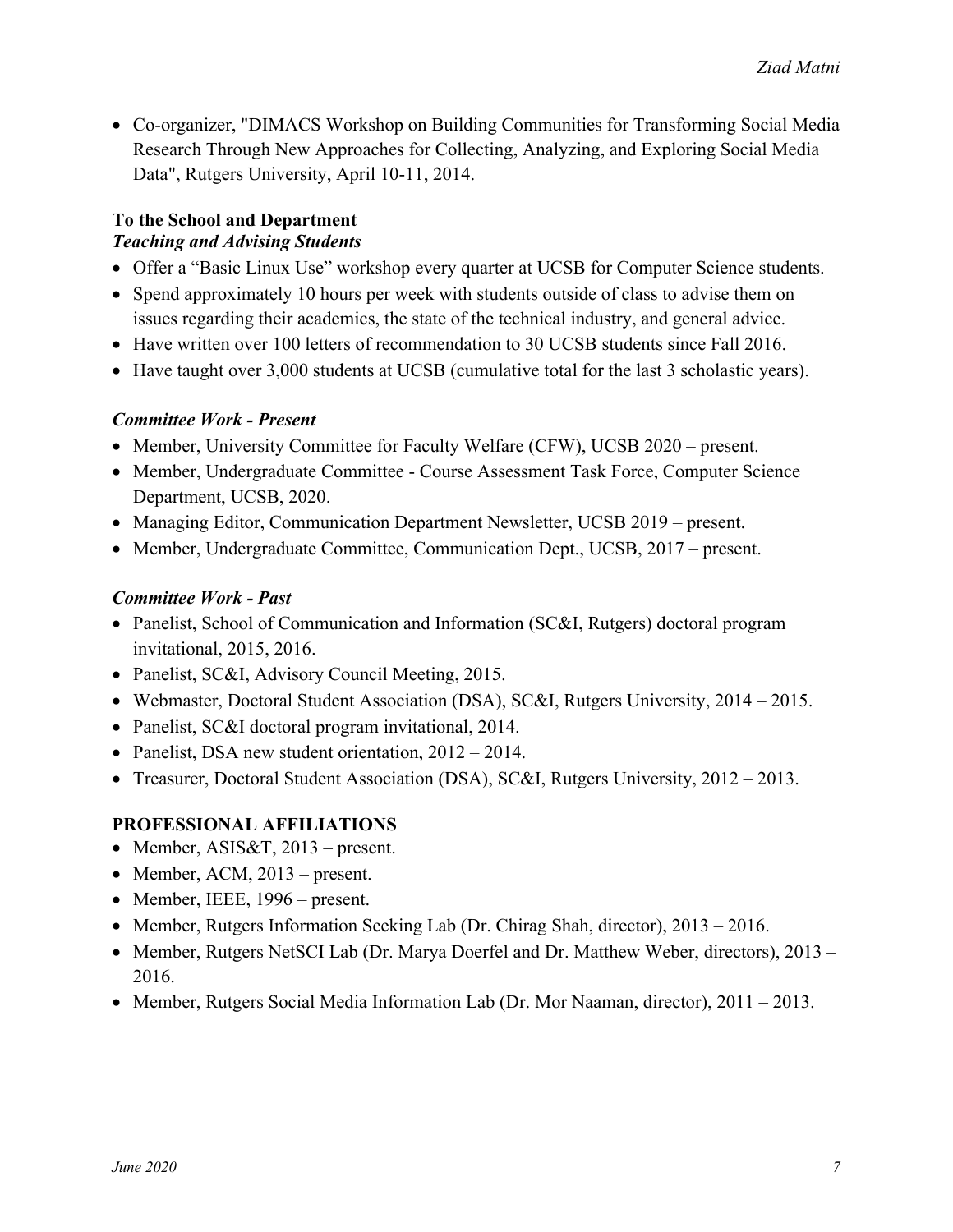- Co-organizer, "DIMACS Workshop on Building Communities for Transforming Social Media Research Through New Approaches for Collecting, Analyzing, and Exploring Social Media Data", Rutgers University, April 10-11, 2014.

### To the School and Department

***Teaching and Advising Students***

- Offer a "Basic Linux Use" workshop every quarter at UCSB for Computer Science students.
- Spend approximately 10 hours per week with students outside of class to advise them on issues regarding their academics, the state of the technical industry, and general advice.
- Have written over 100 letters of recommendation to 30 UCSB students since Fall 2016.
- Have taught over 3,000 students at UCSB (cumulative total for the last 3 scholastic years).

***Committee Work - Present***

- Member, University Committee for Faculty Welfare (CFW), UCSB 2020 – present.
- Member, Undergraduate Committee - Course Assessment Task Force, Computer Science Department, UCSB, 2020.
- Managing Editor, Communication Department Newsletter, UCSB 2019 – present.
- Member, Undergraduate Committee, Communication Dept., UCSB, 2017 – present.

***Committee Work - Past***

- Panelist, School of Communication and Information (SC&I, Rutgers) doctoral program invitational, 2015, 2016.
- Panelist, SC&I, Advisory Council Meeting, 2015.
- Webmaster, Doctoral Student Association (DSA), SC&I, Rutgers University, 2014 – 2015.
- Panelist, SC&I doctoral program invitational, 2014.
- Panelist, DSA new student orientation, 2012 – 2014.
- Treasurer, Doctoral Student Association (DSA), SC&I, Rutgers University, 2012 – 2013.

## PROFESSIONAL AFFILIATIONS

- Member, ASIS&T, 2013 – present.
- Member, ACM, 2013 – present.
- Member, IEEE, 1996 – present.
- Member, Rutgers Information Seeking Lab (Dr. Chirag Shah, director), 2013 – 2016.
- Member, Rutgers NetSCI Lab (Dr. Marya Doerfel and Dr. Matthew Weber, directors), 2013 – 2016.
- Member, Rutgers Social Media Information Lab (Dr. Mor Naaman, director), 2011 – 2013.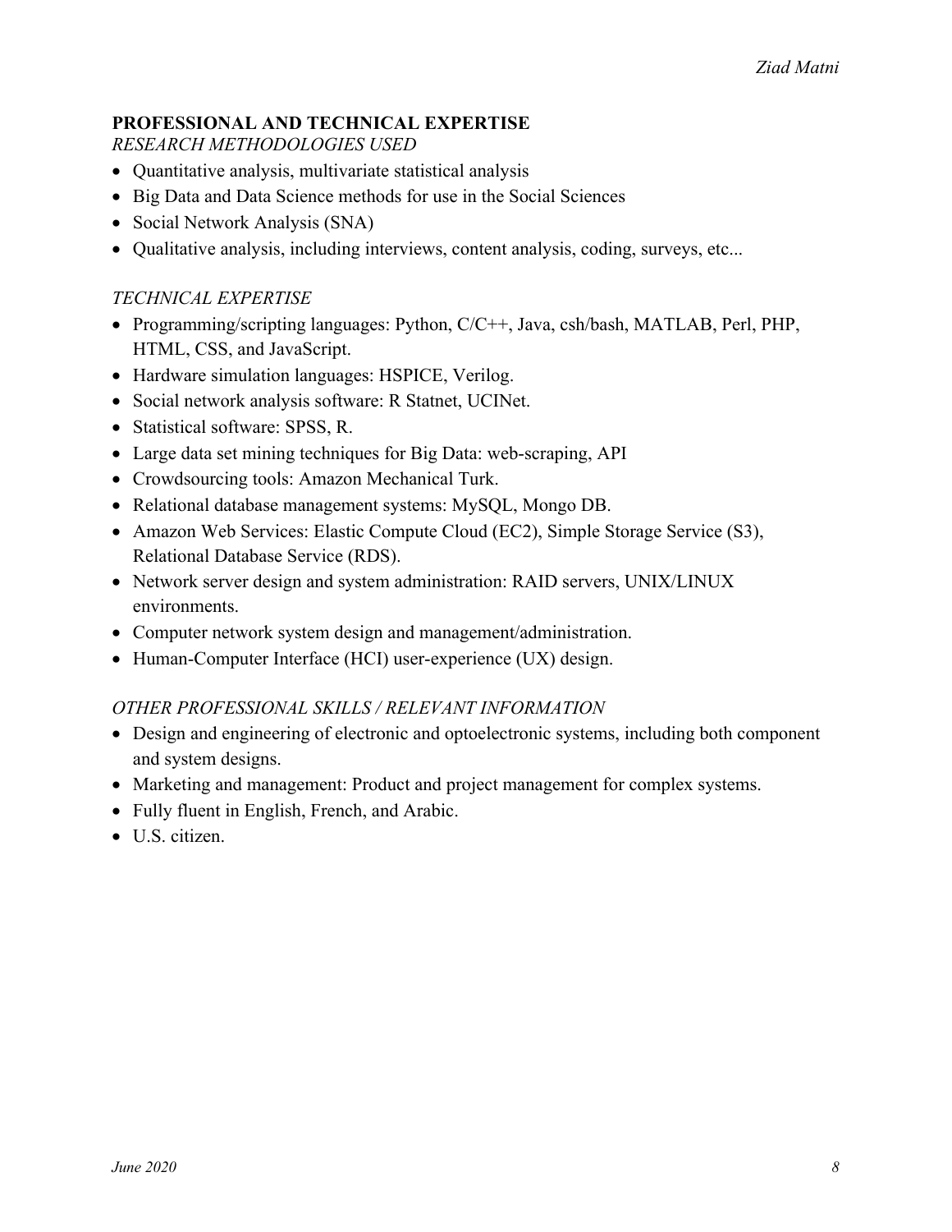## PROFESSIONAL AND TECHNICAL EXPERTISE

### *RESEARCH METHODOLOGIES USED*

- Quantitative analysis, multivariate statistical analysis
- Big Data and Data Science methods for use in the Social Sciences
- Social Network Analysis (SNA)
- Qualitative analysis, including interviews, content analysis, coding, surveys, etc...

### *TECHNICAL EXPERTISE*

- Programming/scripting languages: Python, C/C++, Java, csh/bash, MATLAB, Perl, PHP, HTML, CSS, and JavaScript.
- Hardware simulation languages: HSPICE, Verilog.
- Social network analysis software: R Statnet, UCINet.
- Statistical software: SPSS, R.
- Large data set mining techniques for Big Data: web-scraping, API
- Crowdsourcing tools: Amazon Mechanical Turk.
- Relational database management systems: MySQL, Mongo DB.
- Amazon Web Services: Elastic Compute Cloud (EC2), Simple Storage Service (S3), Relational Database Service (RDS).
- Network server design and system administration: RAID servers, UNIX/LINUX environments.
- Computer network system design and management/administration.
- Human-Computer Interface (HCI) user-experience (UX) design.

### *OTHER PROFESSIONAL SKILLS / RELEVANT INFORMATION*

- Design and engineering of electronic and optoelectronic systems, including both component and system designs.
- Marketing and management: Product and project management for complex systems.
- Fully fluent in English, French, and Arabic.
- U.S. citizen.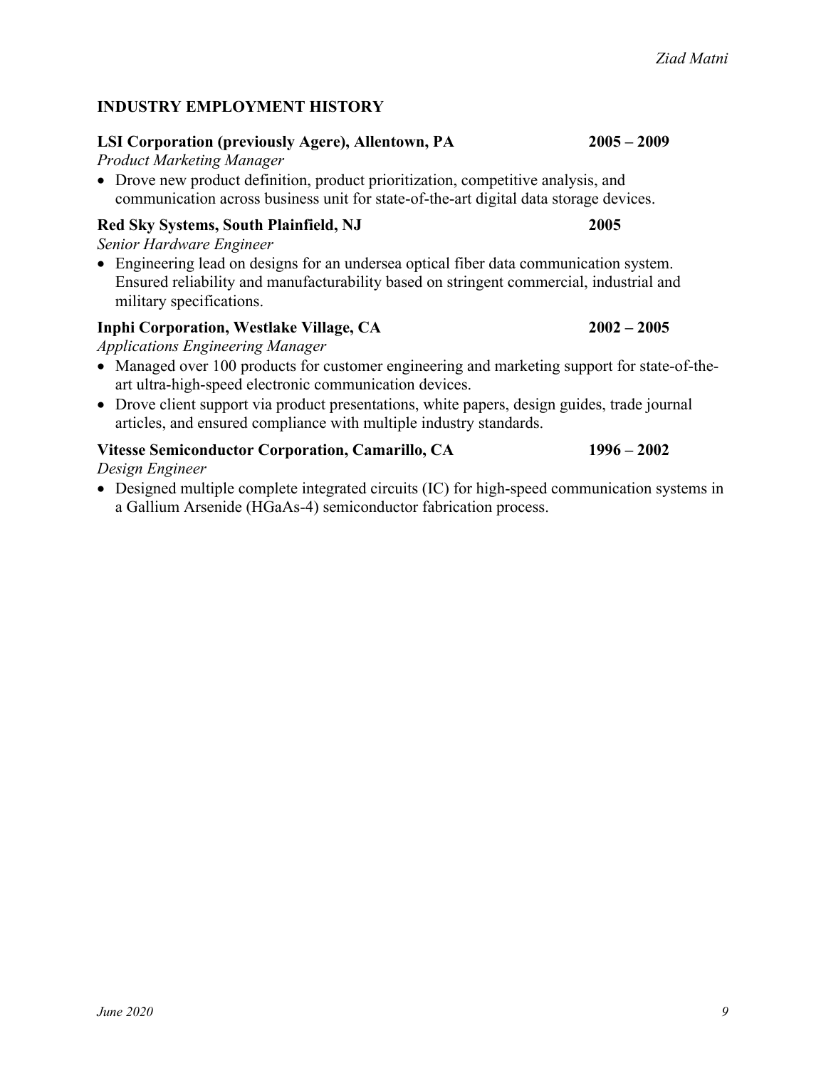## INDUSTRY EMPLOYMENT HISTORY

**LSI Corporation (previously Agere), Allentown, PA** **2005 – 2009**
*Product Marketing Manager*

- Drove new product definition, product prioritization, competitive analysis, and communication across business unit for state-of-the-art digital data storage devices.

**Red Sky Systems, South Plainfield, NJ** **2005**
*Senior Hardware Engineer*

- Engineering lead on designs for an undersea optical fiber data communication system. Ensured reliability and manufacturability based on stringent commercial, industrial and military specifications.

**Inphi Corporation, Westlake Village, CA** **2002 – 2005**
*Applications Engineering Manager*

- Managed over 100 products for customer engineering and marketing support for state-of-the-art ultra-high-speed electronic communication devices.
- Drove client support via product presentations, white papers, design guides, trade journal articles, and ensured compliance with multiple industry standards.

**Vitesse Semiconductor Corporation, Camarillo, CA** **1996 – 2002**
*Design Engineer*

- Designed multiple complete integrated circuits (IC) for high-speed communication systems in a Gallium Arsenide (HGaAs-4) semiconductor fabrication process.